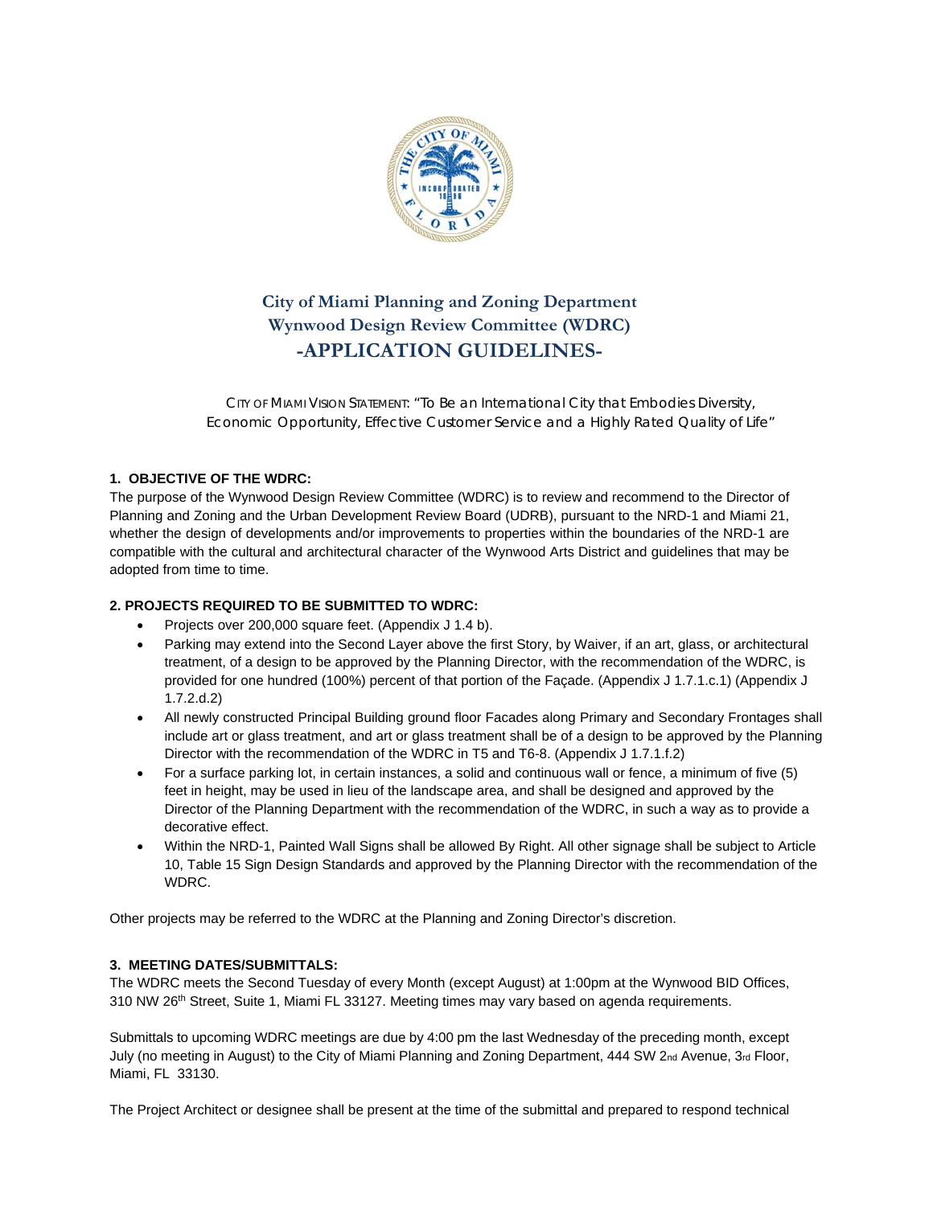# City of Miami Planning and Zoning Department
# Wynwood Design Review Committee (WDRC)
# -APPLICATION GUIDELINES-

CITY OF MIAMI VISION STATEMENT: *"To Be an International City that Embodies Diversity, Economic Opportunity, Effective Customer Service and a Highly Rated Quality of Life"*

### 1. OBJECTIVE OF THE WDRC:

The purpose of the Wynwood Design Review Committee (WDRC) is to review and recommend to the Director of Planning and Zoning and the Urban Development Review Board (UDRB), pursuant to the NRD-1 and Miami 21, whether the design of developments and/or improvements to properties within the boundaries of the NRD-1 are compatible with the cultural and architectural character of the Wynwood Arts District and guidelines that may be adopted from time to time.

### 2. PROJECTS REQUIRED TO BE SUBMITTED TO WDRC:

- Projects over 200,000 square feet. (Appendix J 1.4 b).
- Parking may extend into the Second Layer above the first Story, by Waiver, if an art, glass, or architectural treatment, of a design to be approved by the Planning Director, with the recommendation of the WDRC, is provided for one hundred (100%) percent of that portion of the Façade. (Appendix J 1.7.1.c.1) (Appendix J 1.7.2.d.2)
- All newly constructed Principal Building ground floor Facades along Primary and Secondary Frontages shall include art or glass treatment, and art or glass treatment shall be of a design to be approved by the Planning Director with the recommendation of the WDRC in T5 and T6-8. (Appendix J 1.7.1.f.2)
- For a surface parking lot, in certain instances, a solid and continuous wall or fence, a minimum of five (5) feet in height, may be used in lieu of the landscape area, and shall be designed and approved by the Director of the Planning Department with the recommendation of the WDRC, in such a way as to provide a decorative effect.
- Within the NRD-1, Painted Wall Signs shall be allowed By Right. All other signage shall be subject to Article 10, Table 15 Sign Design Standards and approved by the Planning Director with the recommendation of the WDRC.

Other projects may be referred to the WDRC at the Planning and Zoning Director's discretion.

### 3. MEETING DATES/SUBMITTALS:

The WDRC meets the Second Tuesday of every Month (except August) at 1:00pm at the Wynwood BID Offices, 310 NW 26th Street, Suite 1, Miami FL 33127. Meeting times may vary based on agenda requirements.

Submittals to upcoming WDRC meetings are due by 4:00 pm the last Wednesday of the preceding month, except July (no meeting in August) to the City of Miami Planning and Zoning Department, 444 SW 2nd Avenue, 3rd Floor, Miami, FL 33130.

The Project Architect or designee shall be present at the time of the submittal and prepared to respond technical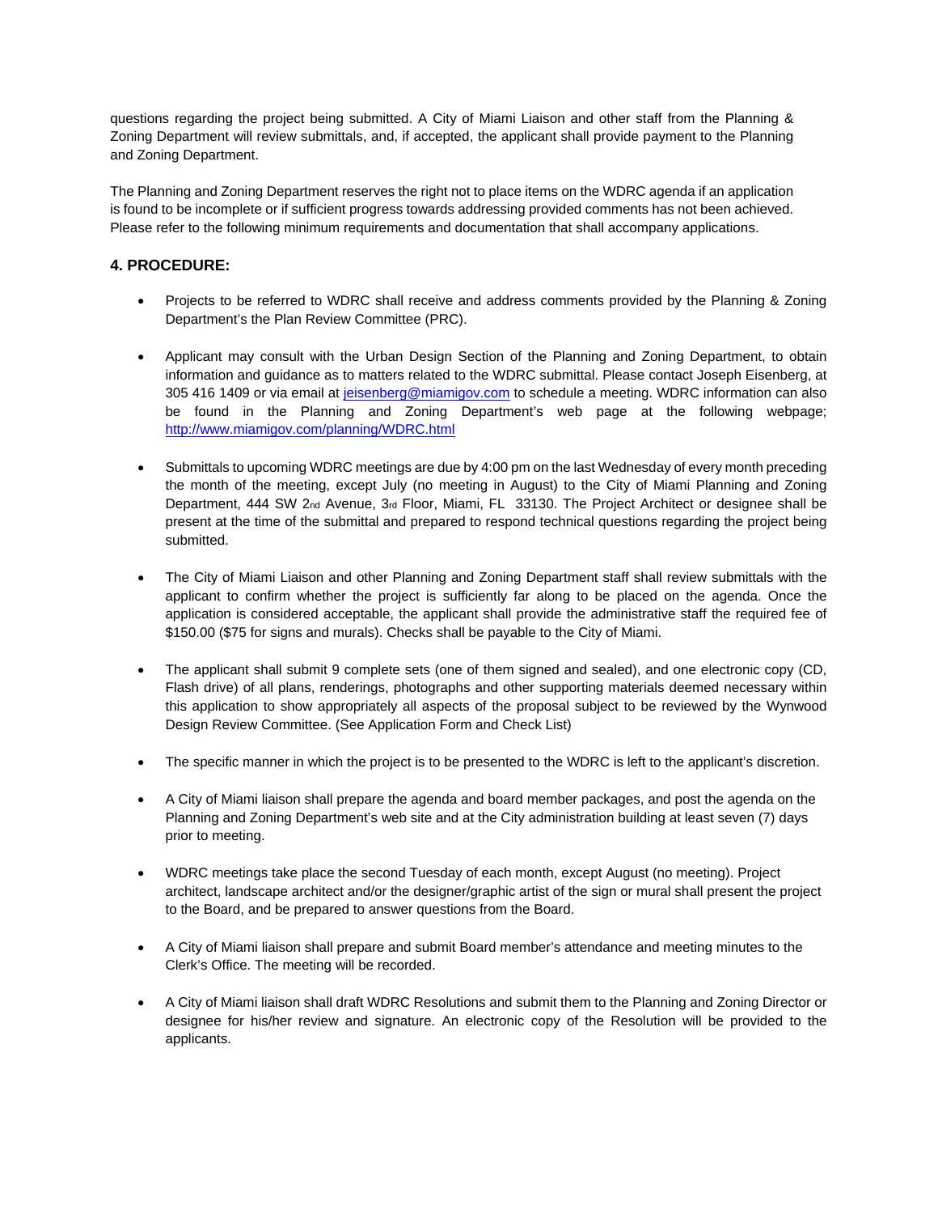questions regarding the project being submitted. A City of Miami Liaison and other staff from the Planning & Zoning Department will review submittals, and, if accepted, the applicant shall provide payment to the Planning and Zoning Department.

The Planning and Zoning Department reserves the right not to place items on the WDRC agenda if an application is found to be incomplete or if sufficient progress towards addressing provided comments has not been achieved. Please refer to the following minimum requirements and documentation that shall accompany applications.

### 4. PROCEDURE:

- Projects to be referred to WDRC shall receive and address comments provided by the Planning & Zoning Department's the Plan Review Committee (PRC).
- Applicant may consult with the Urban Design Section of the Planning and Zoning Department, to obtain information and guidance as to matters related to the WDRC submittal. Please contact Joseph Eisenberg, at 305 416 1409 or via email at jeisenberg@miamigov.com to schedule a meeting. WDRC information can also be found in the Planning and Zoning Department's web page at the following webpage; http://www.miamigov.com/planning/WDRC.html
- Submittals to upcoming WDRC meetings are due by 4:00 pm on the last Wednesday of every month preceding the month of the meeting, except July (no meeting in August) to the City of Miami Planning and Zoning Department, 444 SW 2nd Avenue, 3rd Floor, Miami, FL 33130. The Project Architect or designee shall be present at the time of the submittal and prepared to respond technical questions regarding the project being submitted.
- The City of Miami Liaison and other Planning and Zoning Department staff shall review submittals with the applicant to confirm whether the project is sufficiently far along to be placed on the agenda. Once the application is considered acceptable, the applicant shall provide the administrative staff the required fee of $150.00 ($75 for signs and murals). Checks shall be payable to the City of Miami.
- The applicant shall submit 9 complete sets (one of them signed and sealed), and one electronic copy (CD, Flash drive) of all plans, renderings, photographs and other supporting materials deemed necessary within this application to show appropriately all aspects of the proposal subject to be reviewed by the Wynwood Design Review Committee. (See Application Form and Check List)
- The specific manner in which the project is to be presented to the WDRC is left to the applicant's discretion.
- A City of Miami liaison shall prepare the agenda and board member packages, and post the agenda on the Planning and Zoning Department's web site and at the City administration building at least seven (7) days prior to meeting.
- WDRC meetings take place the second Tuesday of each month, except August (no meeting). Project architect, landscape architect and/or the designer/graphic artist of the sign or mural shall present the project to the Board, and be prepared to answer questions from the Board.
- A City of Miami liaison shall prepare and submit Board member's attendance and meeting minutes to the Clerk's Office. The meeting will be recorded.
- A City of Miami liaison shall draft WDRC Resolutions and submit them to the Planning and Zoning Director or designee for his/her review and signature. An electronic copy of the Resolution will be provided to the applicants.